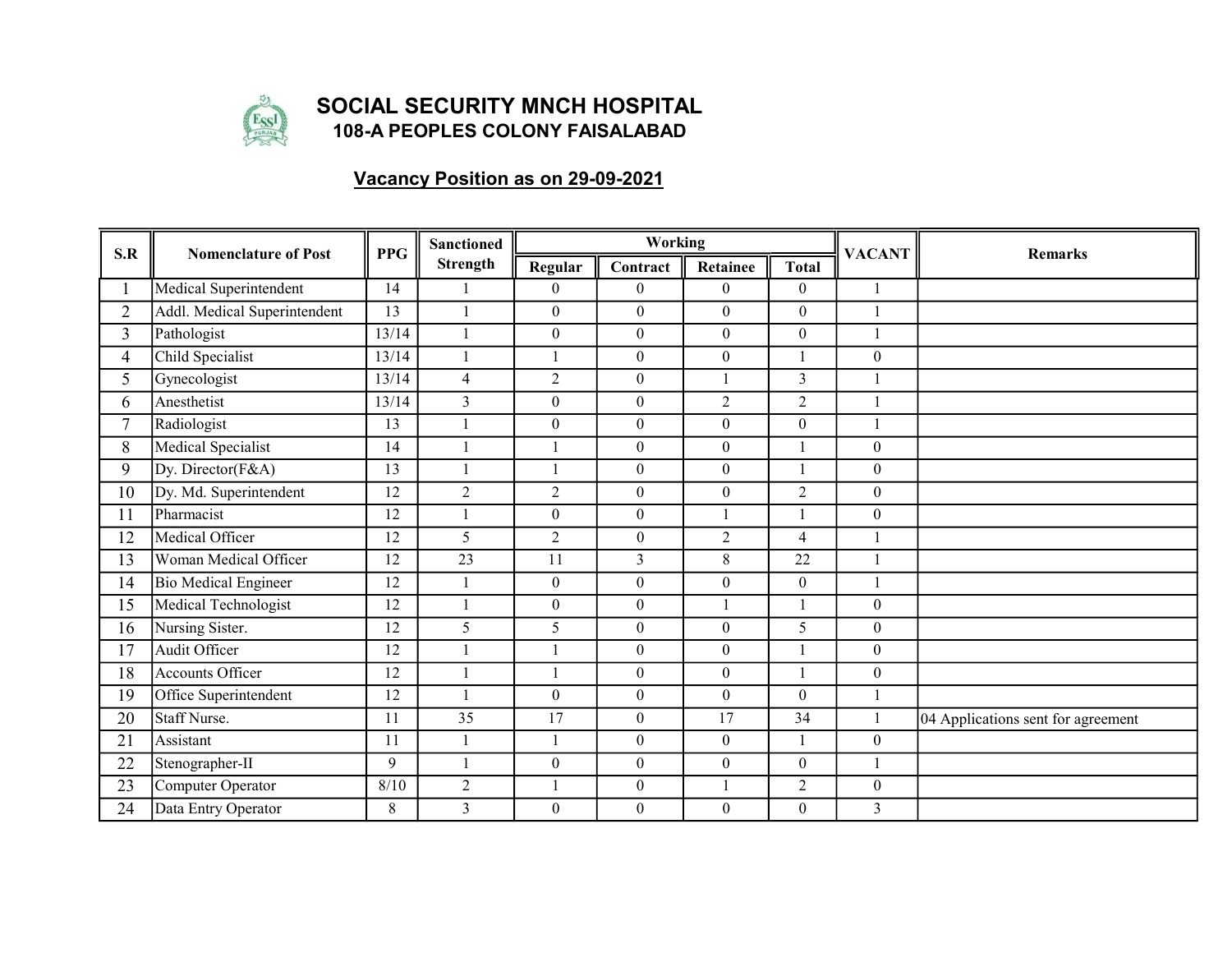# SOCIAL SECURITY MNCH HOSPITAL

## 108-A PEOPLES COLONY FAISALABAD

### Vacancy Position as on 29-09-2021

| S.R | Nomenclature of Post | PPG | Sanctioned Strength | Working | | | | VACANT | Remarks |
|---|---|---|---|---|---|---|---|---|---|
| | | | | Regular | Contract | Retainee | Total | | |
| 1 | Medical Superintendent | 14 | 1 | 0 | 0 | 0 | 0 | 1 | |
| 2 | Addl. Medical Superintendent | 13 | 1 | 0 | 0 | 0 | 0 | 1 | |
| 3 | Pathologist | 13/14 | 1 | 0 | 0 | 0 | 0 | 1 | |
| 4 | Child Specialist | 13/14 | 1 | 1 | 0 | 0 | 1 | 0 | |
| 5 | Gynecologist | 13/14 | 4 | 2 | 0 | 1 | 3 | 1 | |
| 6 | Anesthetist | 13/14 | 3 | 0 | 0 | 2 | 2 | 1 | |
| 7 | Radiologist | 13 | 1 | 0 | 0 | 0 | 0 | 1 | |
| 8 | Medical Specialist | 14 | 1 | 1 | 0 | 0 | 1 | 0 | |
| 9 | Dy. Director(F&A) | 13 | 1 | 1 | 0 | 0 | 1 | 0 | |
| 10 | Dy. Md. Superintendent | 12 | 2 | 2 | 0 | 0 | 2 | 0 | |
| 11 | Pharmacist | 12 | 1 | 0 | 0 | 1 | 1 | 0 | |
| 12 | Medical Officer | 12 | 5 | 2 | 0 | 2 | 4 | 1 | |
| 13 | Woman Medical Officer | 12 | 23 | 11 | 3 | 8 | 22 | 1 | |
| 14 | Bio Medical Engineer | 12 | 1 | 0 | 0 | 0 | 0 | 1 | |
| 15 | Medical Technologist | 12 | 1 | 0 | 0 | 1 | 1 | 0 | |
| 16 | Nursing Sister. | 12 | 5 | 5 | 0 | 0 | 5 | 0 | |
| 17 | Audit Officer | 12 | 1 | 1 | 0 | 0 | 1 | 0 | |
| 18 | Accounts Officer | 12 | 1 | 1 | 0 | 0 | 1 | 0 | |
| 19 | Office Superintendent | 12 | 1 | 0 | 0 | 0 | 0 | 1 | |
| 20 | Staff Nurse. | 11 | 35 | 17 | 0 | 17 | 34 | 1 | 04 Applications sent for agreement |
| 21 | Assistant | 11 | 1 | 1 | 0 | 0 | 1 | 0 | |
| 22 | Stenographer-II | 9 | 1 | 0 | 0 | 0 | 0 | 1 | |
| 23 | Computer Operator | 8/10 | 2 | 1 | 0 | 1 | 2 | 0 | |
| 24 | Data Entry Operator | 8 | 3 | 0 | 0 | 0 | 0 | 3 | |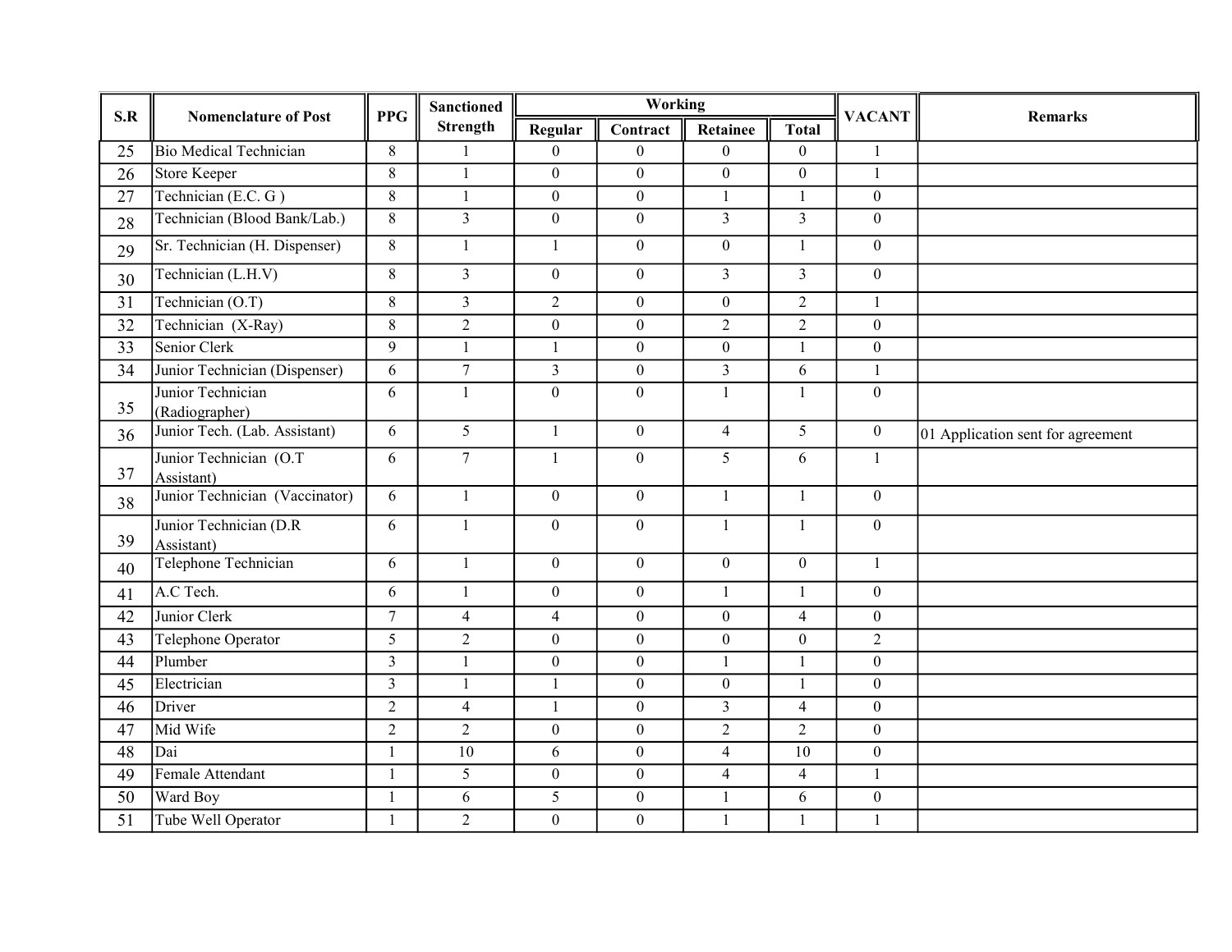| S.R | Nomenclature of Post | PPG | Sanctioned Strength | Working | | | | VACANT | Remarks |
|---|---|---|---|---|---|---|---|---|---|
| | | | | Regular | Contract | Retainee | Total | | |
| 25 | Bio Medical Technician | 8 | 1 | 0 | 0 | 0 | 0 | 1 | |
| 26 | Store Keeper | 8 | 1 | 0 | 0 | 0 | 0 | 1 | |
| 27 | Technician (E.C. G ) | 8 | 1 | 0 | 0 | 1 | 1 | 0 | |
| 28 | Technician (Blood Bank/Lab.) | 8 | 3 | 0 | 0 | 3 | 3 | 0 | |
| 29 | Sr. Technician (H. Dispenser) | 8 | 1 | 1 | 0 | 0 | 1 | 0 | |
| 30 | Technician (L.H.V) | 8 | 3 | 0 | 0 | 3 | 3 | 0 | |
| 31 | Technician (O.T) | 8 | 3 | 2 | 0 | 0 | 2 | 1 | |
| 32 | Technician (X-Ray) | 8 | 2 | 0 | 0 | 2 | 2 | 0 | |
| 33 | Senior Clerk | 9 | 1 | 1 | 0 | 0 | 1 | 0 | |
| 34 | Junior Technician (Dispenser) | 6 | 7 | 3 | 0 | 3 | 6 | 1 | |
| 35 | Junior Technician (Radiographer) | 6 | 1 | 0 | 0 | 1 | 1 | 0 | |
| 36 | Junior Tech. (Lab. Assistant) | 6 | 5 | 1 | 0 | 4 | 5 | 0 | 01 Application sent for agreement |
| 37 | Junior Technician (O.T Assistant) | 6 | 7 | 1 | 0 | 5 | 6 | 1 | |
| 38 | Junior Technician (Vaccinator) | 6 | 1 | 0 | 0 | 1 | 1 | 0 | |
| 39 | Junior Technician (D.R Assistant) | 6 | 1 | 0 | 0 | 1 | 1 | 0 | |
| 40 | Telephone Technician | 6 | 1 | 0 | 0 | 0 | 0 | 1 | |
| 41 | A.C Tech. | 6 | 1 | 0 | 0 | 1 | 1 | 0 | |
| 42 | Junior Clerk | 7 | 4 | 4 | 0 | 0 | 4 | 0 | |
| 43 | Telephone Operator | 5 | 2 | 0 | 0 | 0 | 0 | 2 | |
| 44 | Plumber | 3 | 1 | 0 | 0 | 1 | 1 | 0 | |
| 45 | Electrician | 3 | 1 | 1 | 0 | 0 | 1 | 0 | |
| 46 | Driver | 2 | 4 | 1 | 0 | 3 | 4 | 0 | |
| 47 | Mid Wife | 2 | 2 | 0 | 0 | 2 | 2 | 0 | |
| 48 | Dai | 1 | 10 | 6 | 0 | 4 | 10 | 0 | |
| 49 | Female Attendant | 1 | 5 | 0 | 0 | 4 | 4 | 1 | |
| 50 | Ward Boy | 1 | 6 | 5 | 0 | 1 | 6 | 0 | |
| 51 | Tube Well Operator | 1 | 2 | 0 | 0 | 1 | 1 | 1 | |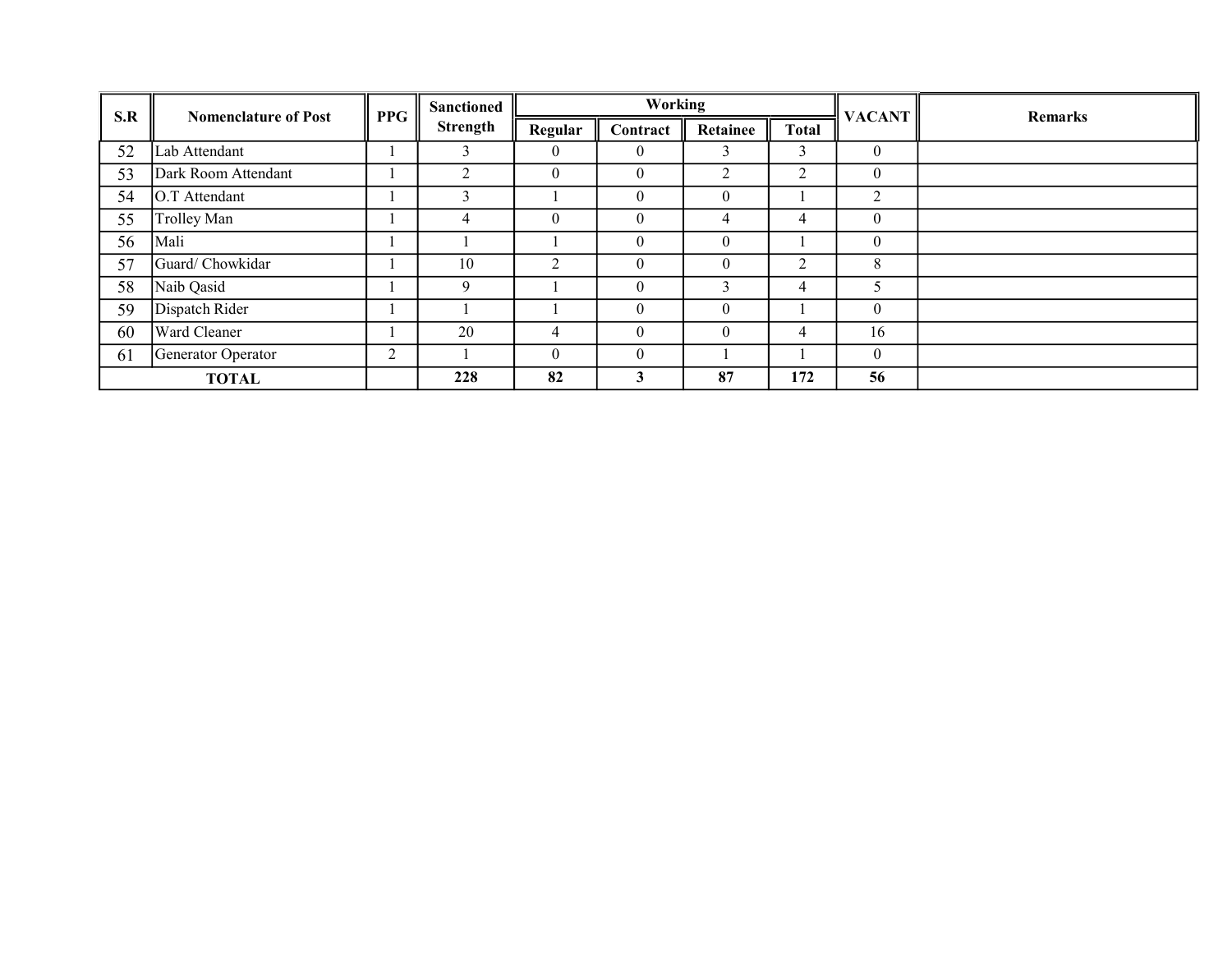| S.R | Nomenclature of Post | PPG | Sanctioned Strength | Working | | | | VACANT | Remarks |
|---|---|---|---|---|---|---|---|---|---|
| | | | | Regular | Contract | Retainee | Total | | |
| 52 | Lab Attendant | 1 | 3 | 0 | 0 | 3 | 3 | 0 | |
| 53 | Dark Room Attendant | 1 | 2 | 0 | 0 | 2 | 2 | 0 | |
| 54 | O.T Attendant | 1 | 3 | 1 | 0 | 0 | 1 | 2 | |
| 55 | Trolley Man | 1 | 4 | 0 | 0 | 4 | 4 | 0 | |
| 56 | Mali | 1 | 1 | 1 | 0 | 0 | 1 | 0 | |
| 57 | Guard/ Chowkidar | 1 | 10 | 2 | 0 | 0 | 2 | 8 | |
| 58 | Naib Qasid | 1 | 9 | 1 | 0 | 3 | 4 | 5 | |
| 59 | Dispatch Rider | 1 | 1 | 1 | 0 | 0 | 1 | 0 | |
| 60 | Ward Cleaner | 1 | 20 | 4 | 0 | 0 | 4 | 16 | |
| 61 | Generator Operator | 2 | 1 | 0 | 0 | 1 | 1 | 0 | |
| **TOTAL** | | | **228** | **82** | **3** | **87** | **172** | **56** | |